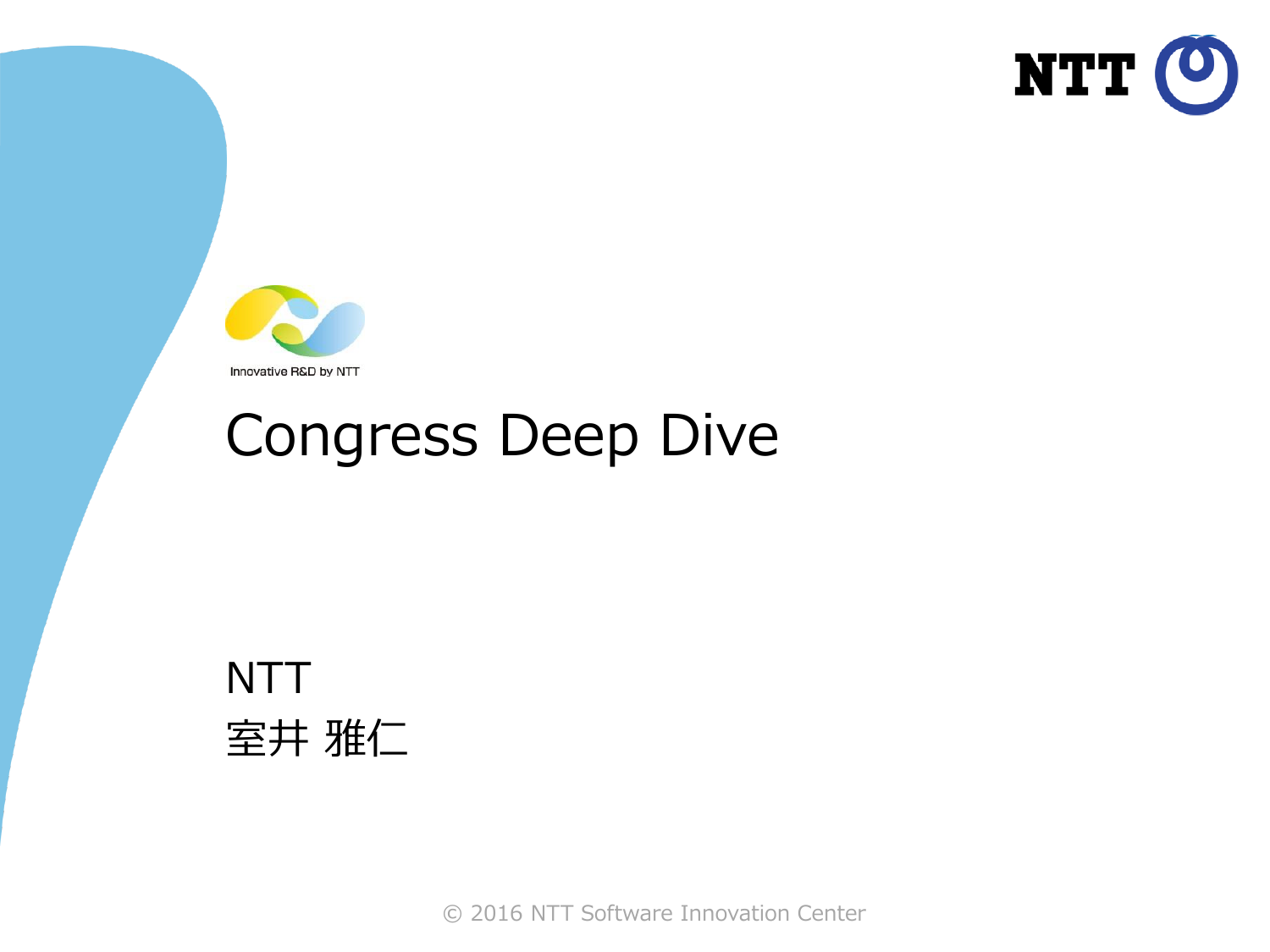Innovative R&D by NTT

# Congress Deep Dive

NTT
室井 雅仁

© 2016 NTT Software Innovation Center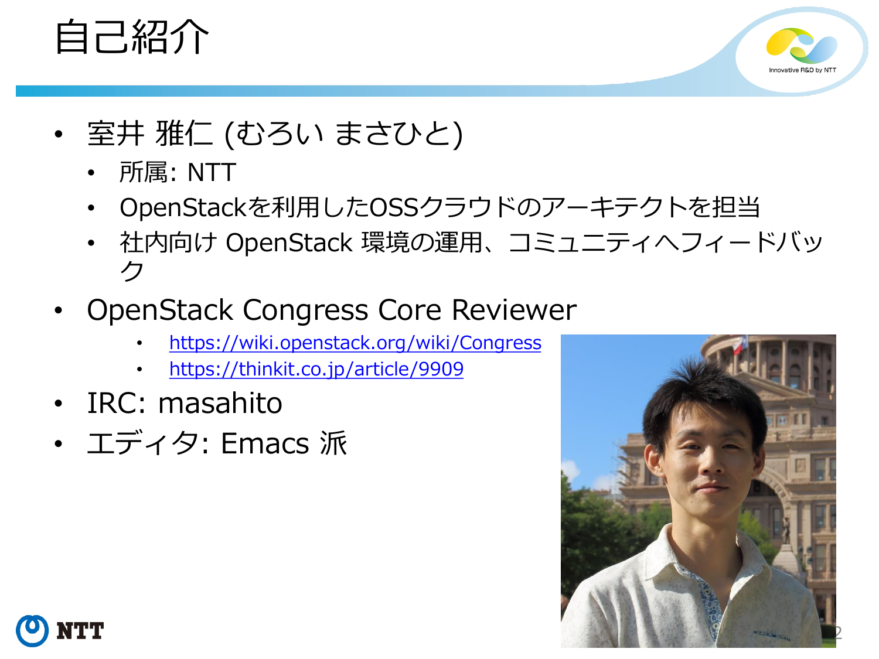# 自己紹介

- 室井 雅仁 (むろい まさひと)
  - 所属: NTT
  - OpenStackを利用したOSSクラウドのアーキテクトを担当
  - 社内向け OpenStack 環境の運用、コミュニティへフィードバック
- OpenStack Congress Core Reviewer
  - https://wiki.openstack.org/wiki/Congress
  - https://thinkit.co.jp/article/9909
- IRC: masahito
- エディタ: Emacs 派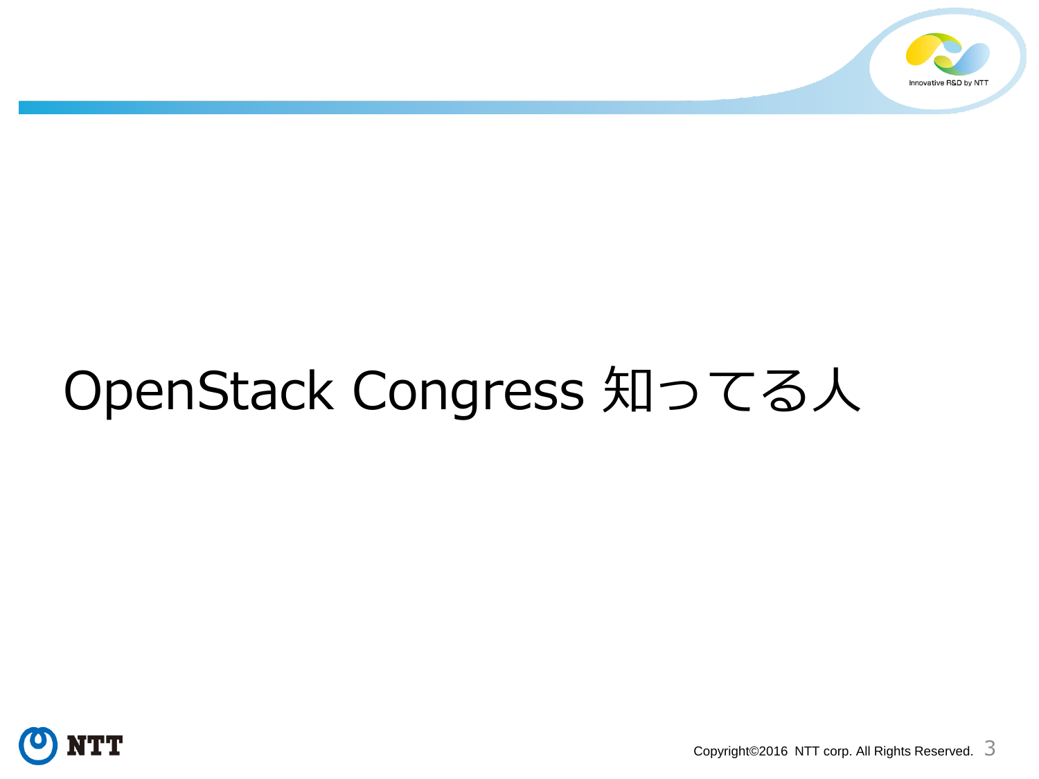# OpenStack Congress 知ってる人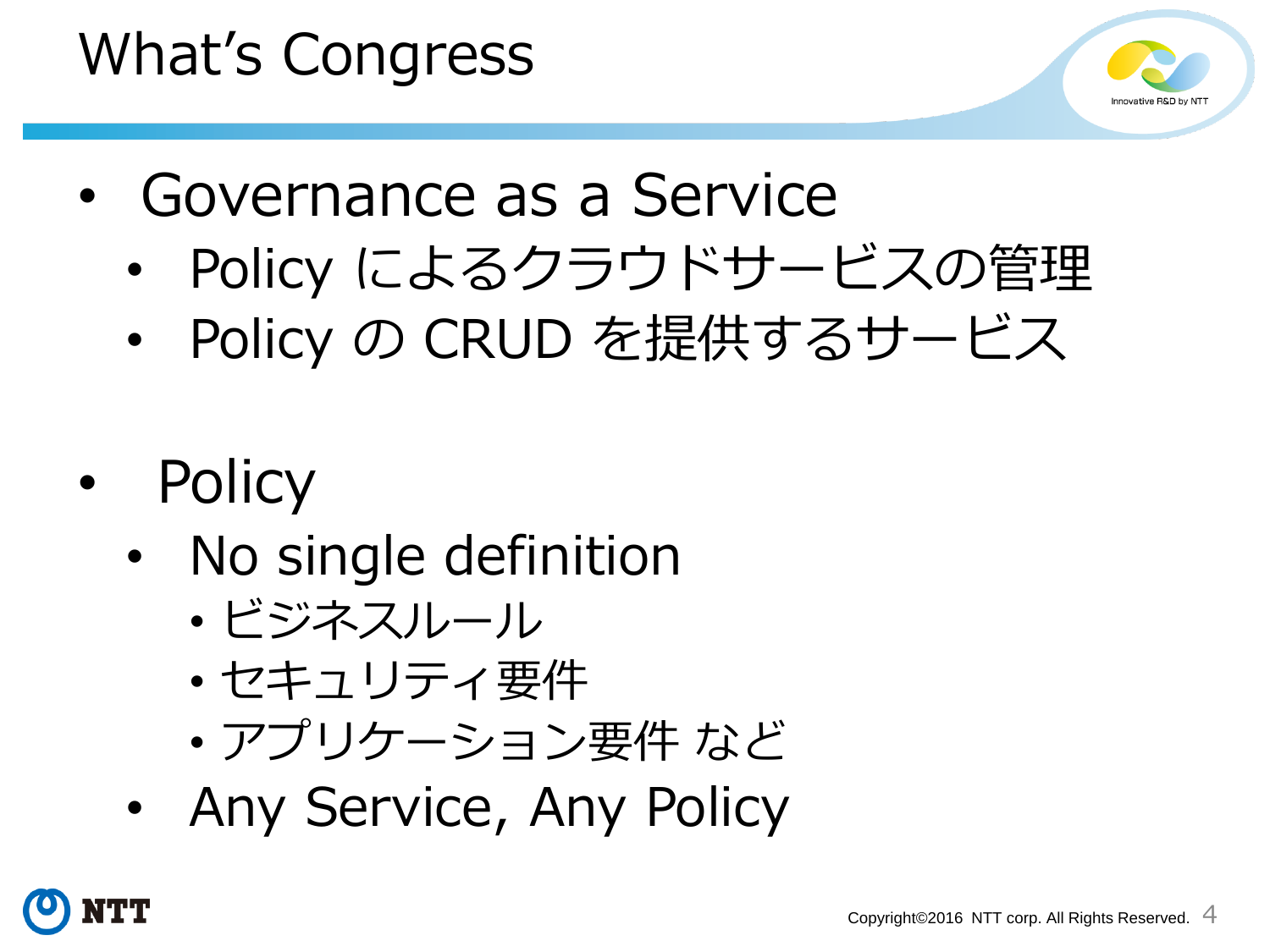# What’s Congress

- Governance as a Service
  - Policy によるクラウドサービスの管理
  - Policy の CRUD を提供するサービス

- Policy
  - No single definition
    - ビジネスルール
    - セキュリティ要件
    - アプリケーション要件 など
  - Any Service, Any Policy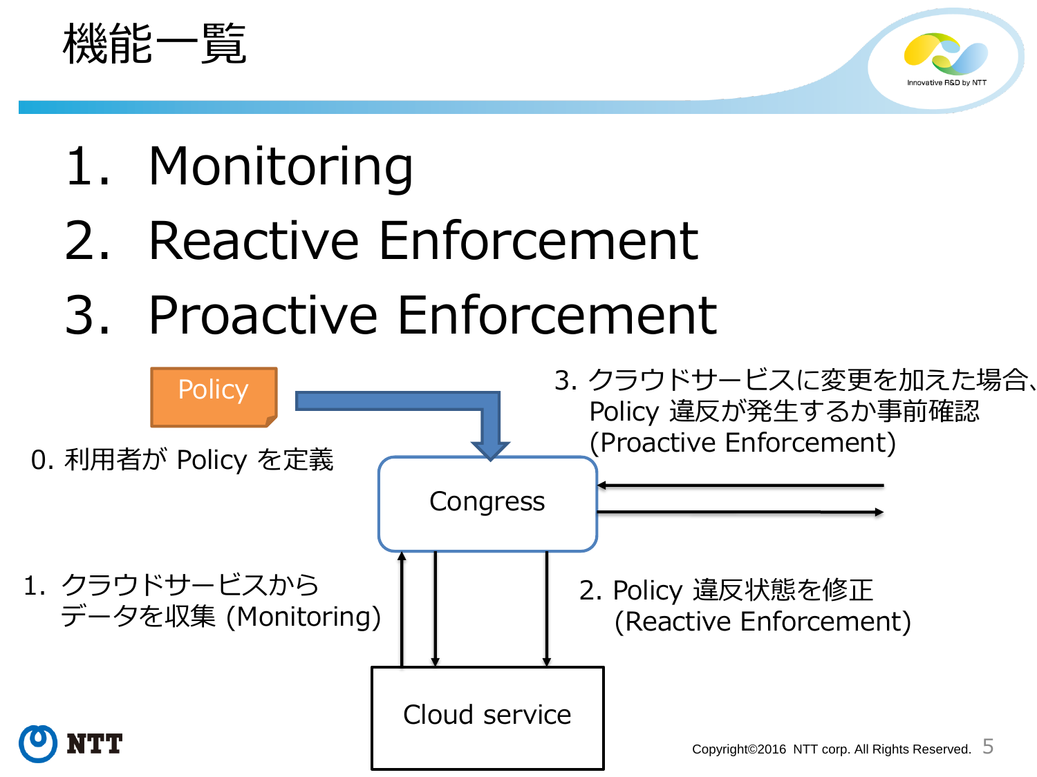# 機能一覧

1. Monitoring
2. Reactive Enforcement
3. Proactive Enforcement

Policy

0. 利用者が Policy を定義

Congress

Cloud service

1. クラウドサービスから
   データを収集 (Monitoring)

2. Policy 違反状態を修正
   (Reactive Enforcement)

3. クラウドサービスに変更を加えた場合、
   Policy 違反が発生するか事前確認
   (Proactive Enforcement)

Copyright©2016 NTT corp. All Rights Reserved.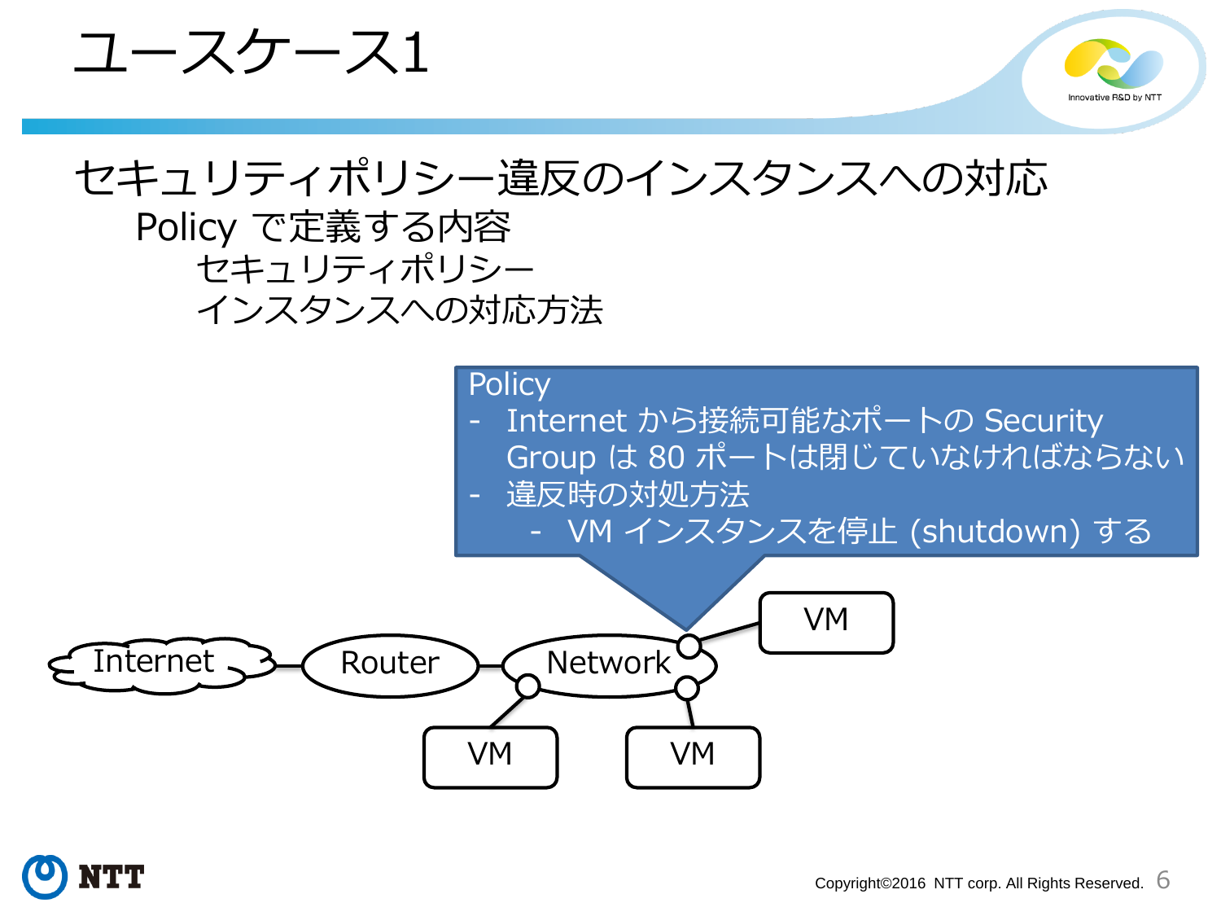# ユースケース1

セキュリティポリシー違反のインスタンスへの対応

- Policy で定義する内容
  - セキュリティポリシー
  - インスタンスへの対応方法

Policy
- Internet から接続可能なポートの Security Group は 80 ポートは閉じていなければならない
- 違反時の対処方法
  - VM インスタンスを停止 (shutdown) する

Internet — Router — Network — VM, VM, VM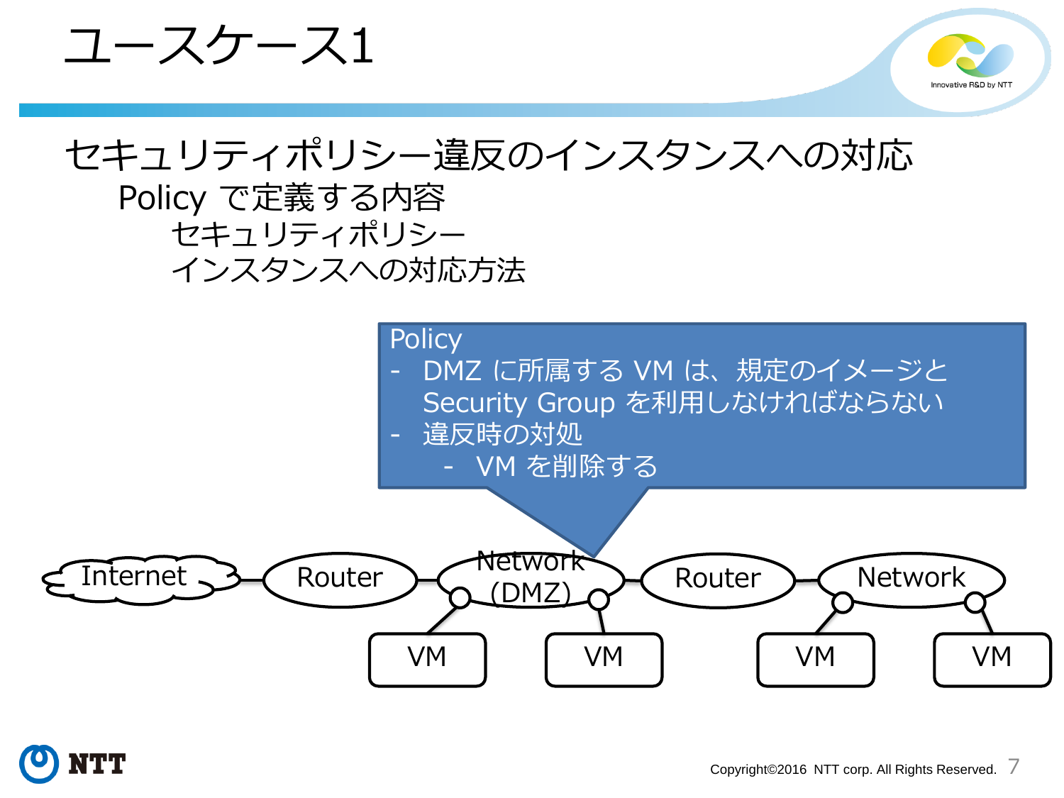# ユースケース1

## セキュリティポリシー違反のインスタンスへの対応

- Policy で定義する内容
  - セキュリティポリシー
  - インスタンスへの対応方法

Policy
- DMZ に所属する VM は、規定のイメージと Security Group を利用しなければならない
- 違反時の対処
  - VM を削除する

Internet — Router — Network (DMZ) — Router — Network

Network (DMZ): VM, VM

Network: VM, VM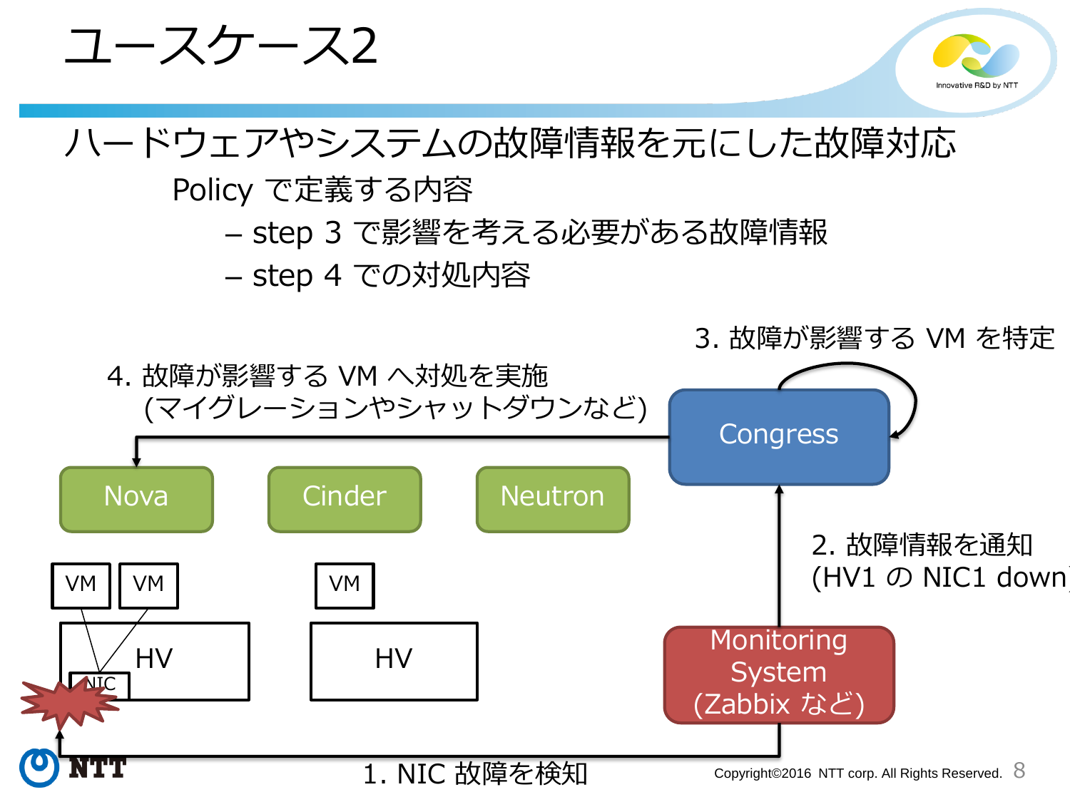# ユースケース2

ハードウェアやシステムの故障情報を元にした故障対応

Policy で定義する内容

- step 3 で影響を考える必要がある故障情報
- step 4 での対処内容

3. 故障が影響する VM を特定

4. 故障が影響する VM へ対処を実施
(マイグレーションやシャットダウンなど)

Congress

Nova　Cinder　Neutron

VM　VM　VM

HV　HV

NIC

2. 故障情報を通知
(HV1 の NIC1 down)

Monitoring System
(Zabbix など)

1. NIC 故障を検知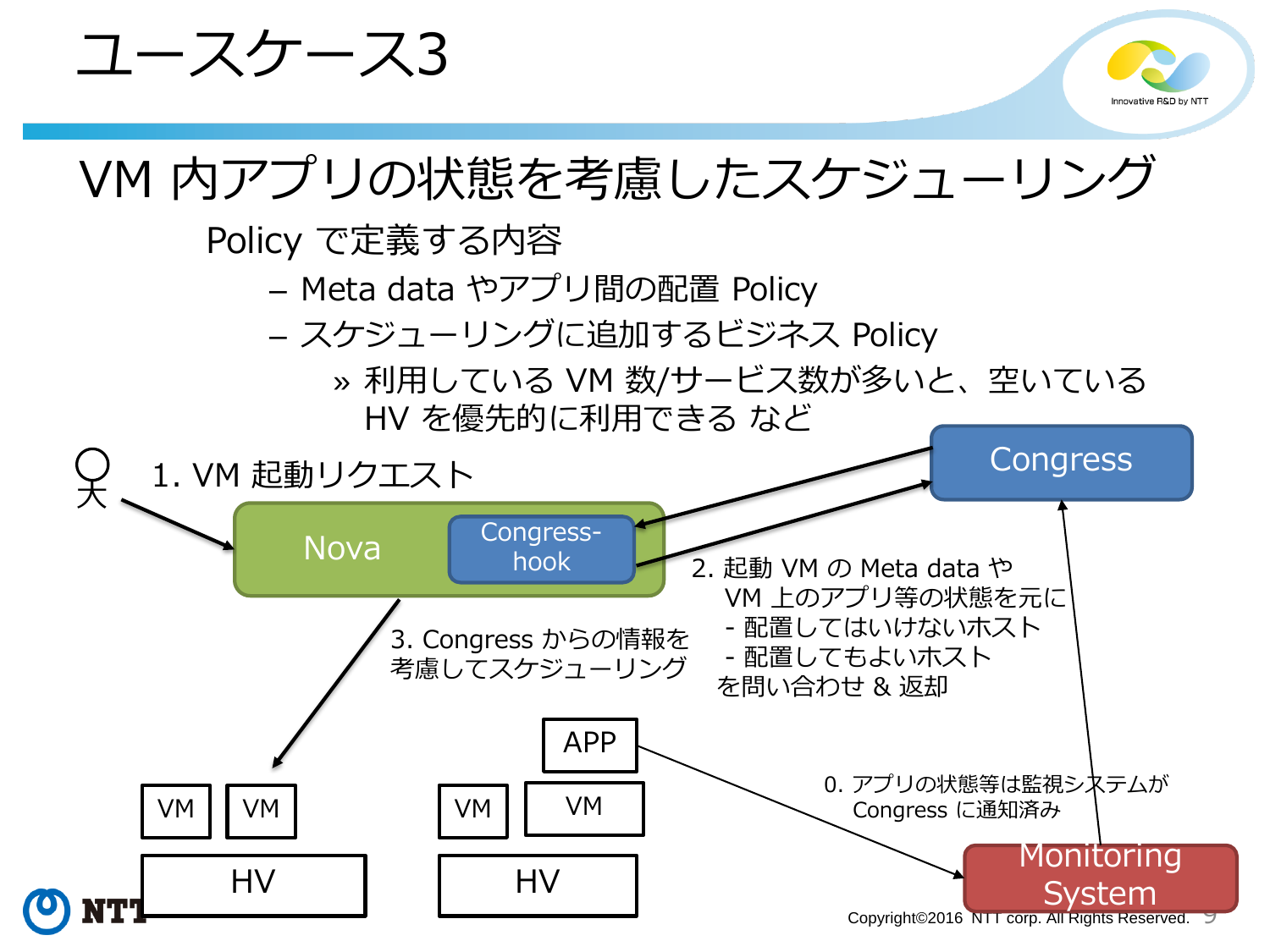# ユースケース3

## VM 内アプリの状態を考慮したスケジューリング

Policy で定義する内容

- Meta data やアプリ間の配置 Policy
- スケジューリングに追加するビジネス Policy
  - » 利用している VM 数/サービス数が多いと、空いている HV を優先的に利用できる など

1. VM 起動リクエスト

Nova

Congress-hook

Congress

2. 起動 VM の Meta data や VM 上のアプリ等の状態を元に
- 配置してはいけないホスト
- 配置してもよいホスト
を問い合わせ & 返却

3. Congress からの情報を考慮してスケジューリング

0. アプリの状態等は監視システムが Congress に通知済み

VM VM / HV

VM VM APP / HV

Monitoring System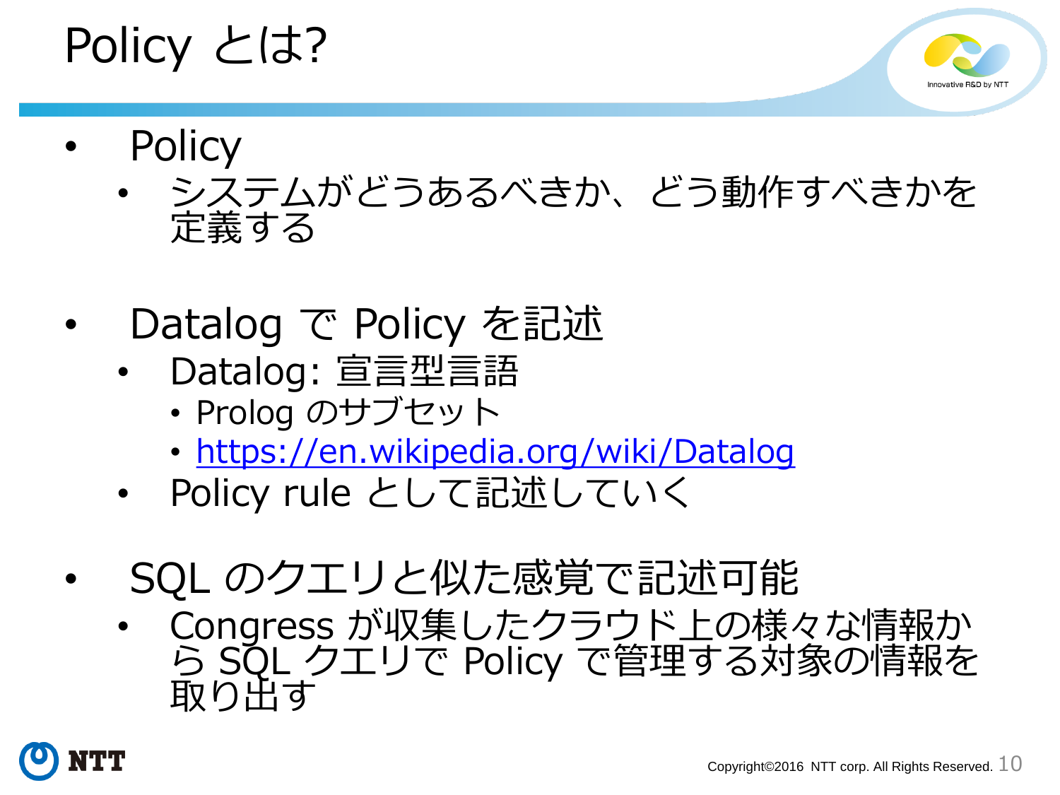# Policy とは?

- Policy
  - システムがどうあるべきか、どう動作すべきかを定義する
- Datalog で Policy を記述
  - Datalog: 宣言型言語
    - Prolog のサブセット
    - https://en.wikipedia.org/wiki/Datalog
  - Policy rule として記述していく
- SQL のクエリと似た感覚で記述可能
  - Congress が収集したクラウド上の様々な情報から SQL クエリで Policy で管理する対象の情報を取り出す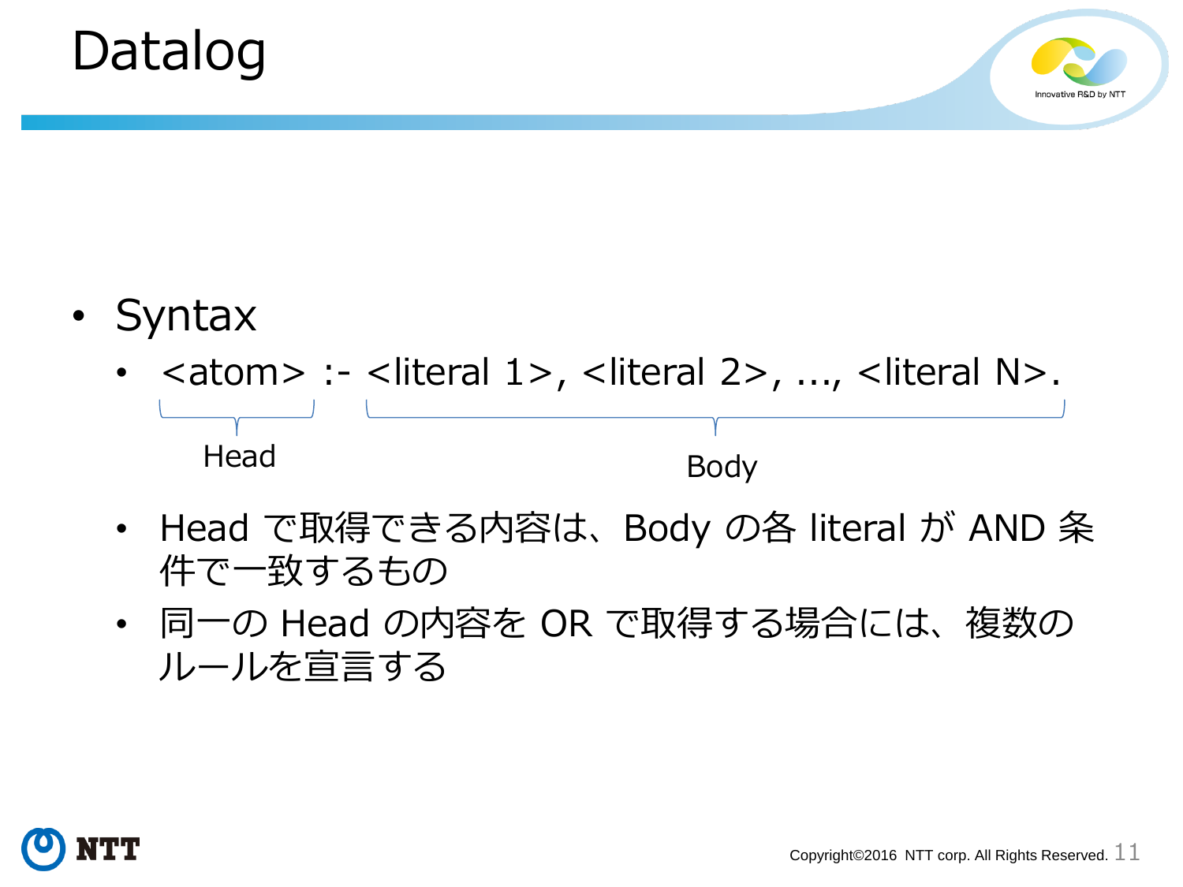# Datalog

- Syntax
  - <atom> :- <literal 1>, <literal 2>, ..., <literal N>.

    Head　　　　　　　　Body
  - Head で取得できる内容は、Body の各 literal が AND 条件で一致するもの
  - 同一の Head の内容を OR で取得する場合には、複数のルールを宣言する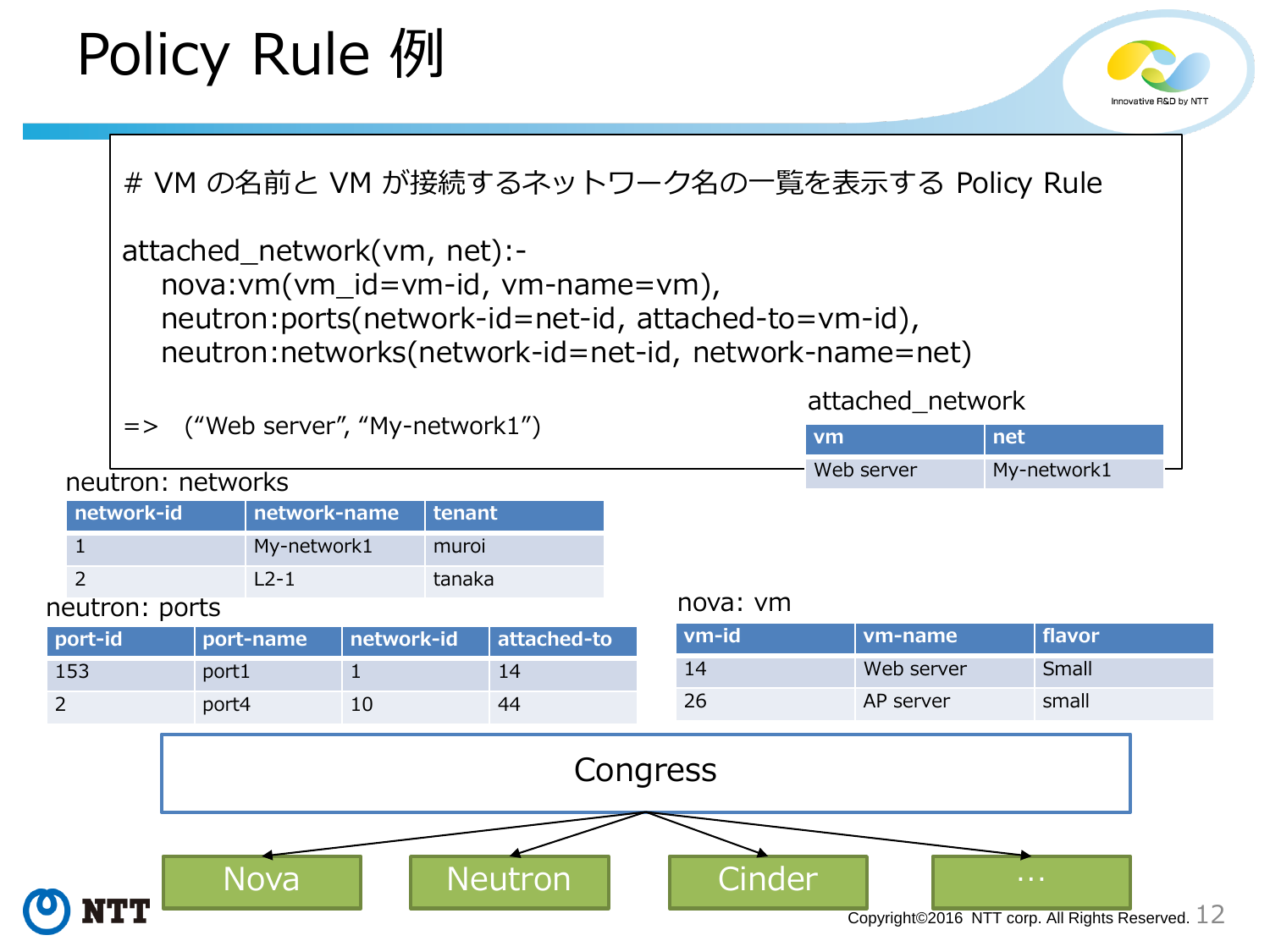# Policy Rule 例

```
# VM の名前と VM が接続するネットワーク名の一覧を表示する Policy Rule

attached_network(vm, net):-
    nova:vm(vm_id=vm-id, vm-name=vm),
    neutron:ports(network-id=net-id, attached-to=vm-id),
    neutron:networks(network-id=net-id, network-name=net)

=>  ("Web server", "My-network1")
```

attached_network

| vm | net |
|---|---|
| Web server | My-network1 |

neutron: networks

| network-id | network-name | tenant |
|---|---|---|
| 1 | My-network1 | muroi |
| 2 | L2-1 | tanaka |

neutron: ports

| port-id | port-name | network-id | attached-to |
|---|---|---|---|
| 153 | port1 | 1 | 14 |
| 2 | port4 | 10 | 44 |

nova: vm

| vm-id | vm-name | flavor |
|---|---|---|
| 14 | Web server | Small |
| 26 | AP server | small |

Congress

Nova　Neutron　Cinder　…

Copyright©2016 NTT corp. All Rights Reserved.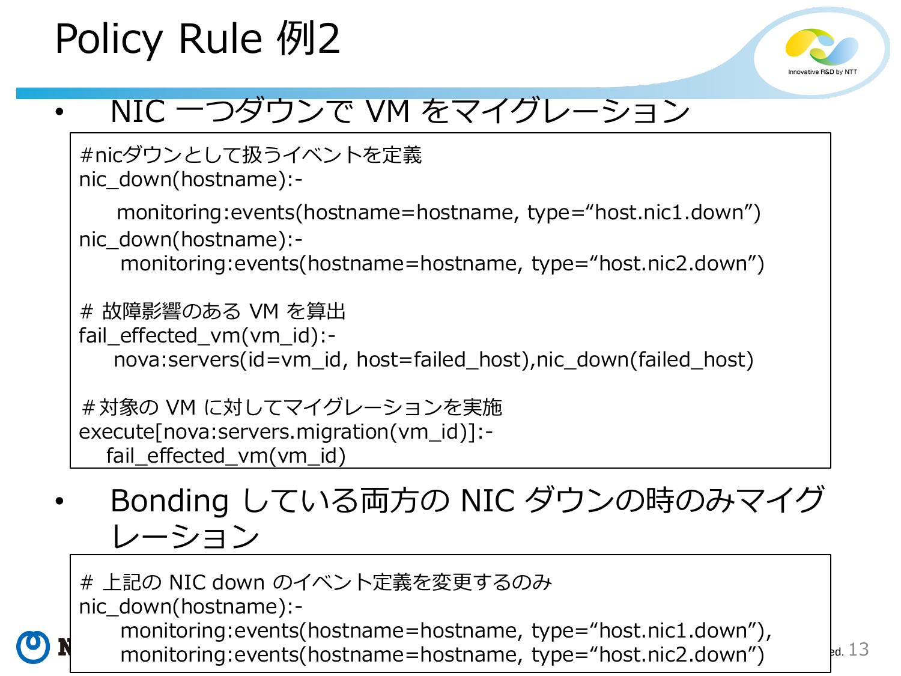# Policy Rule 例2

- NIC 一つダウンで VM をマイグレーション

```
#nicダウンとして扱うイベントを定義
nic_down(hostname):-
    monitoring:events(hostname=hostname, type="host.nic1.down")
nic_down(hostname):-
    monitoring:events(hostname=hostname, type="host.nic2.down")

# 故障影響のある VM を算出
fail_effected_vm(vm_id):-
    nova:servers(id=vm_id, host=failed_host),nic_down(failed_host)

#対象の VM に対してマイグレーションを実施
execute[nova:servers.migration(vm_id)]:-
    fail_effected_vm(vm_id)
```

- Bonding している両方の NIC ダウンの時のみマイグレーション

```
# 上記の NIC down のイベント定義を変更するのみ
nic_down(hostname):-
    monitoring:events(hostname=hostname, type="host.nic1.down"),
    monitoring:events(hostname=hostname, type="host.nic2.down")
```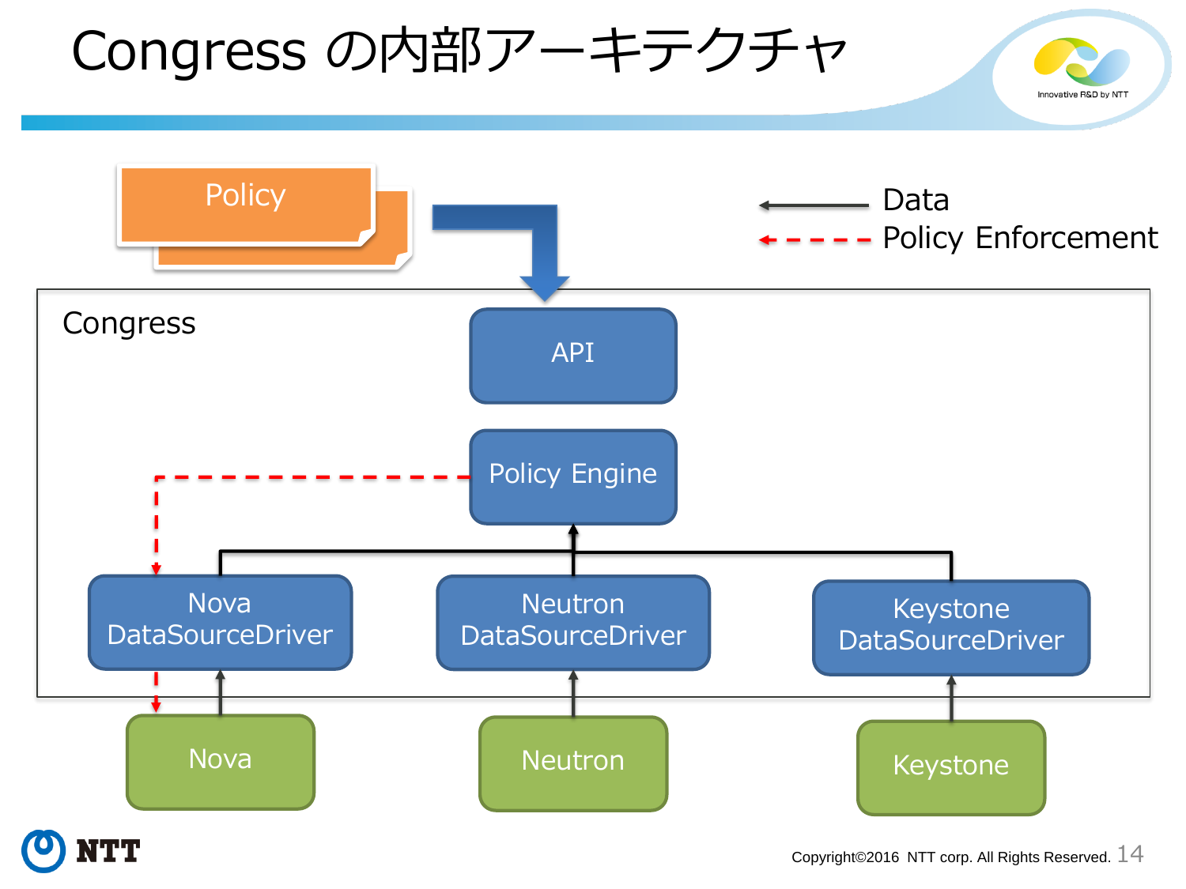# Congress の内部アーキテクチャ

Policy

Data

Policy Enforcement

Congress

API

Policy Engine

Nova DataSourceDriver

Neutron DataSourceDriver

Keystone DataSourceDriver

Nova

Neutron

Keystone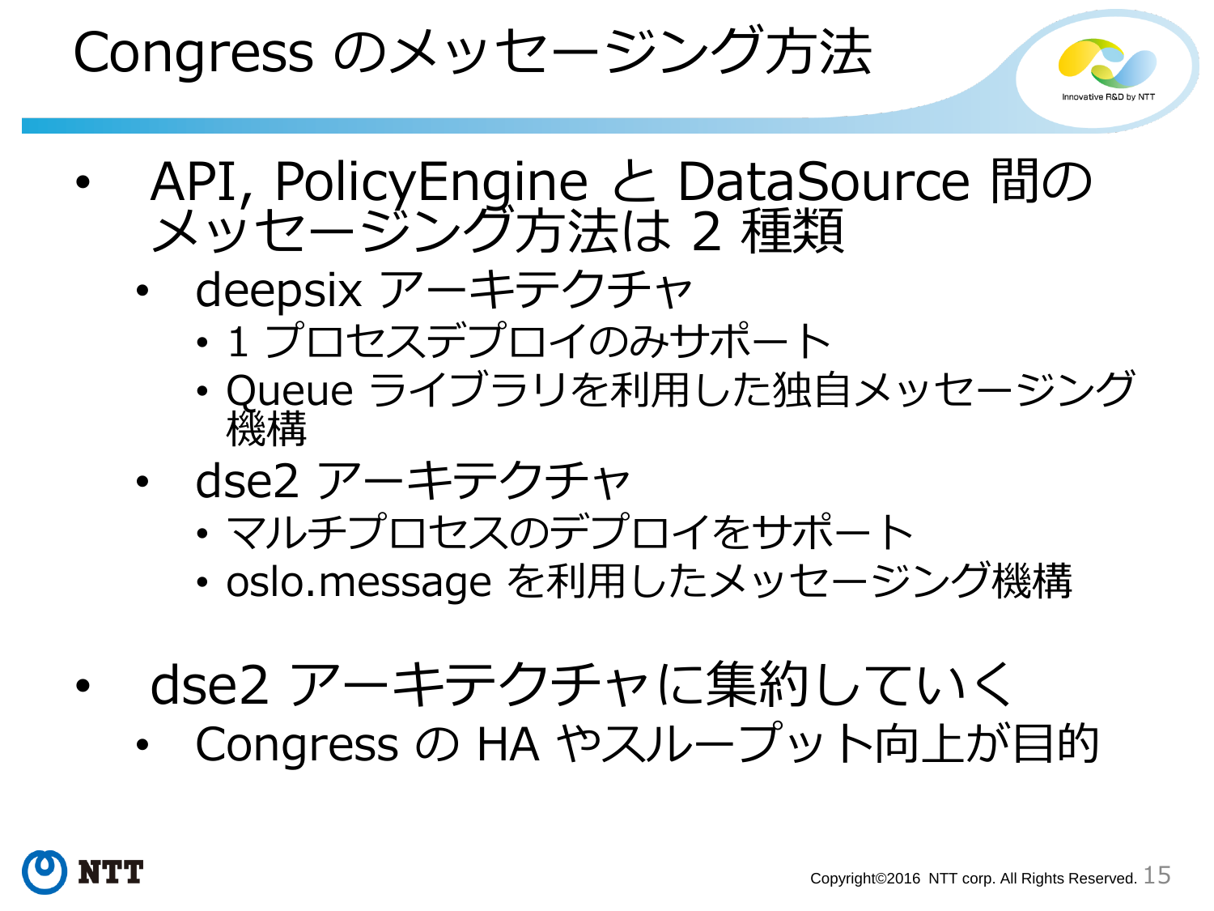# Congress のメッセージング方法

- API, PolicyEngine と DataSource 間のメッセージング方法は 2 種類
  - deepsix アーキテクチャ
    - 1 プロセスデプロイのみサポート
    - Queue ライブラリを利用した独自メッセージング機構
  - dse2 アーキテクチャ
    - マルチプロセスのデプロイをサポート
    - oslo.message を利用したメッセージング機構
- dse2 アーキテクチャに集約していく
  - Congress の HA やスループット向上が目的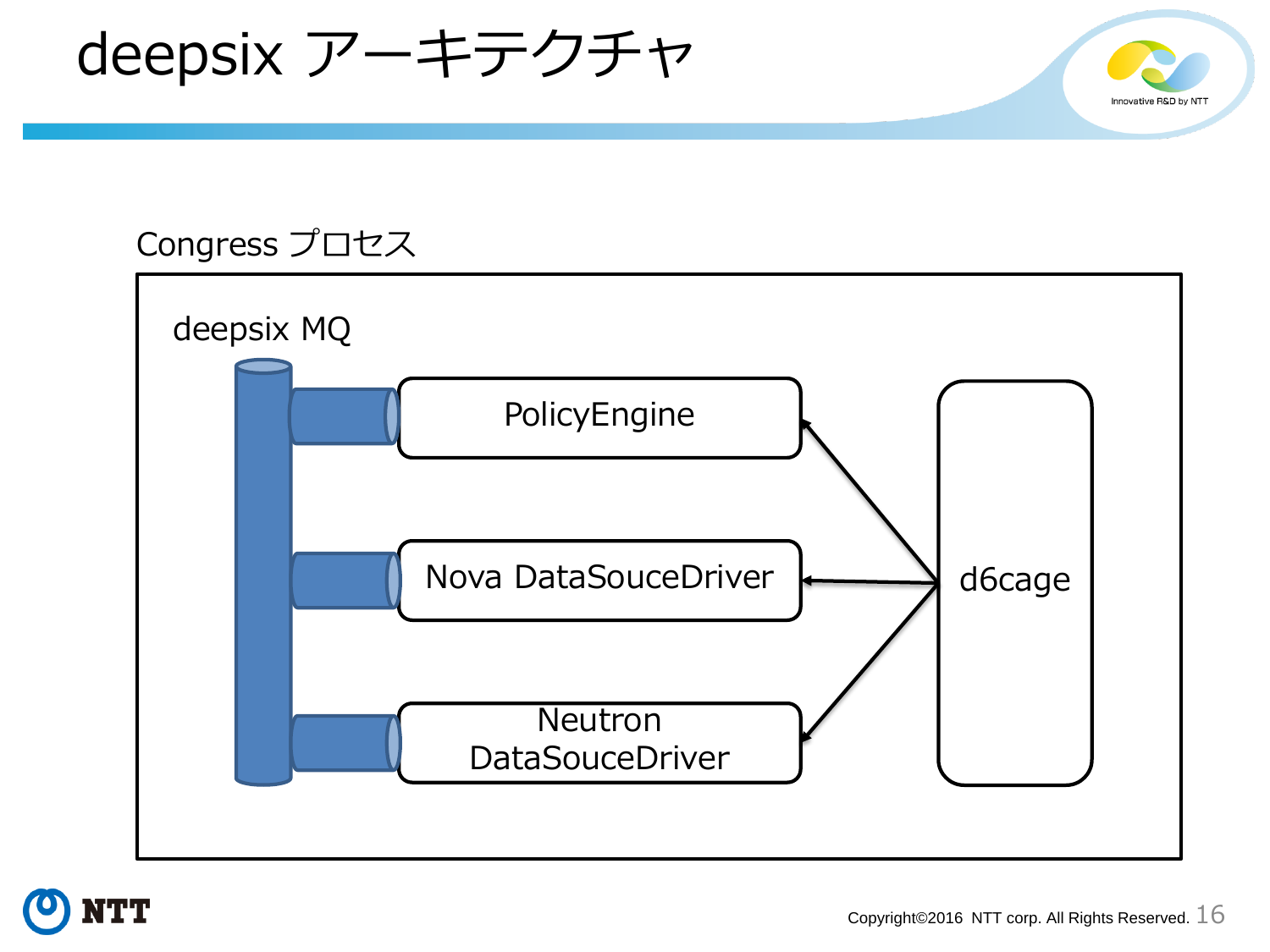# deepsix アーキテクチャ

Congress プロセス

deepsix MQ

PolicyEngine

Nova DataSouceDriver

Neutron DataSouceDriver

d6cage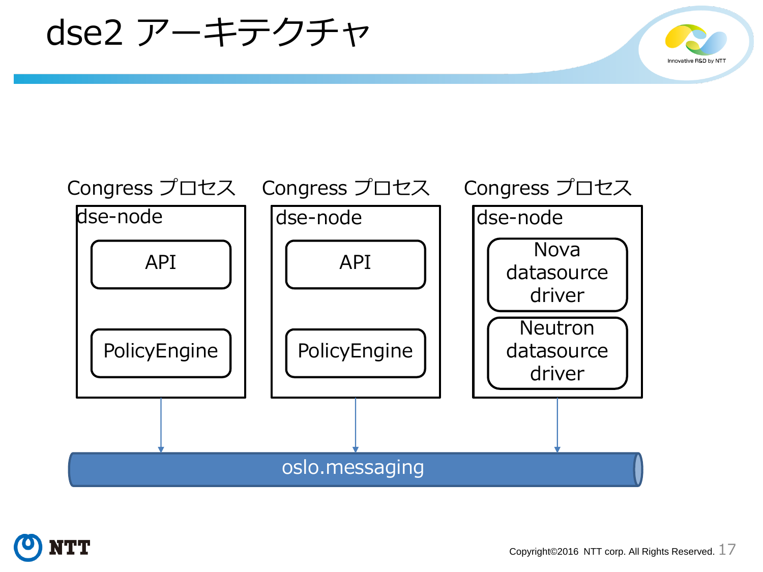# dse2 アーキテクチャ

Congress プロセス

- dse-node
  - API
  - PolicyEngine

Congress プロセス

- dse-node
  - API
  - PolicyEngine

Congress プロセス

- dse-node
  - Nova datasource driver
  - Neutron datasource driver

oslo.messaging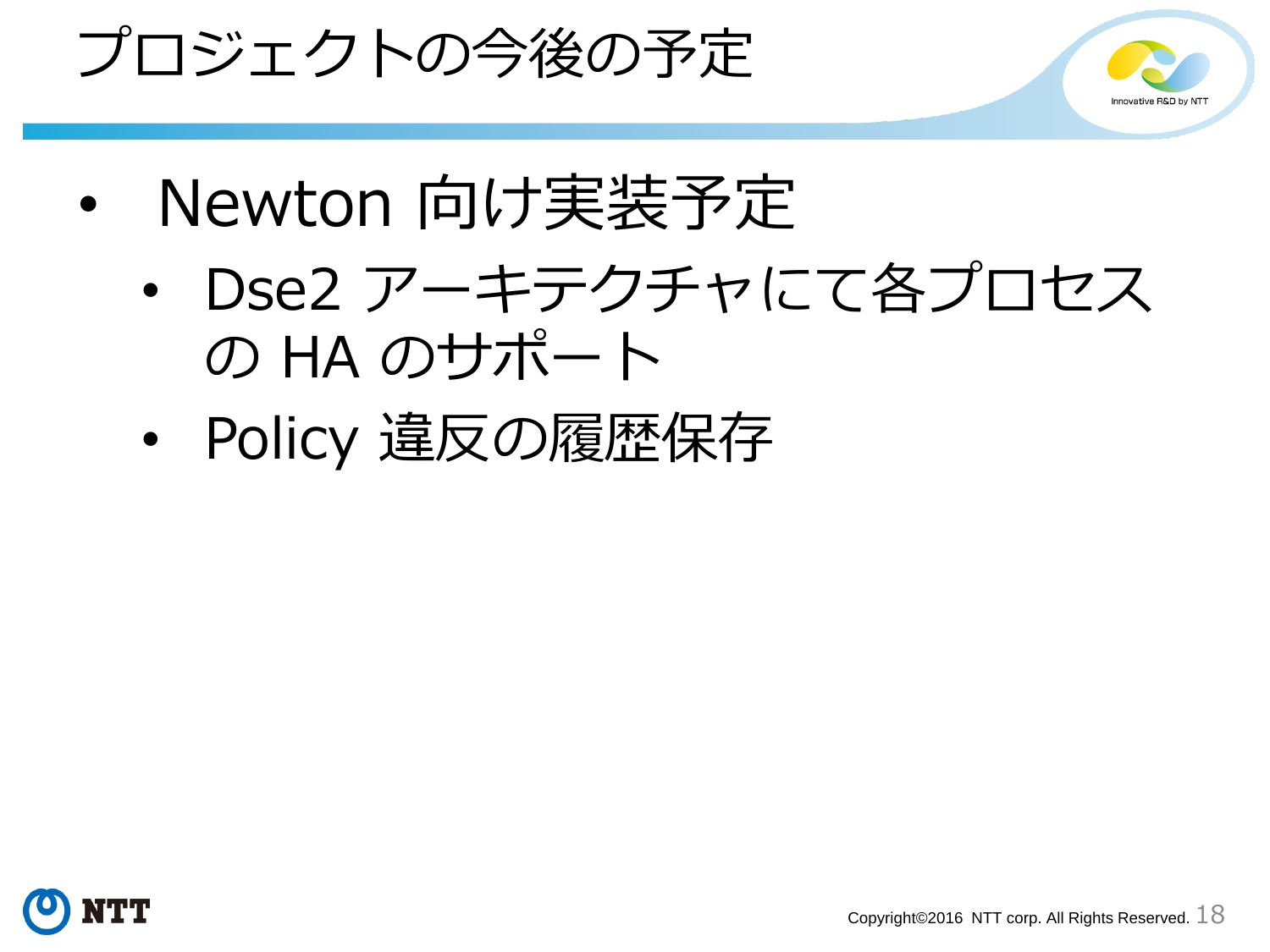# プロジェクトの今後の予定

- Newton 向け実装予定
  - Dse2 アーキテクチャにて各プロセスの HA のサポート
  - Policy 違反の履歴保存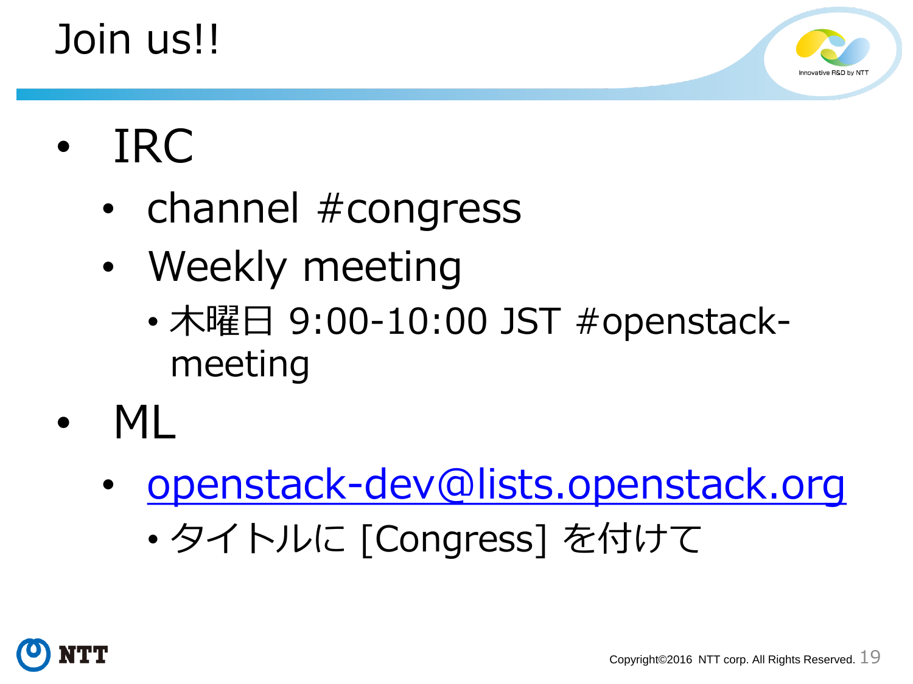# Join us!!

- IRC
  - channel #congress
  - Weekly meeting
    - 木曜日 9:00-10:00 JST #openstack-meeting
- ML
  - [openstack-dev@lists.openstack.org](mailto:openstack-dev@lists.openstack.org)
    - タイトルに [Congress] を付けて